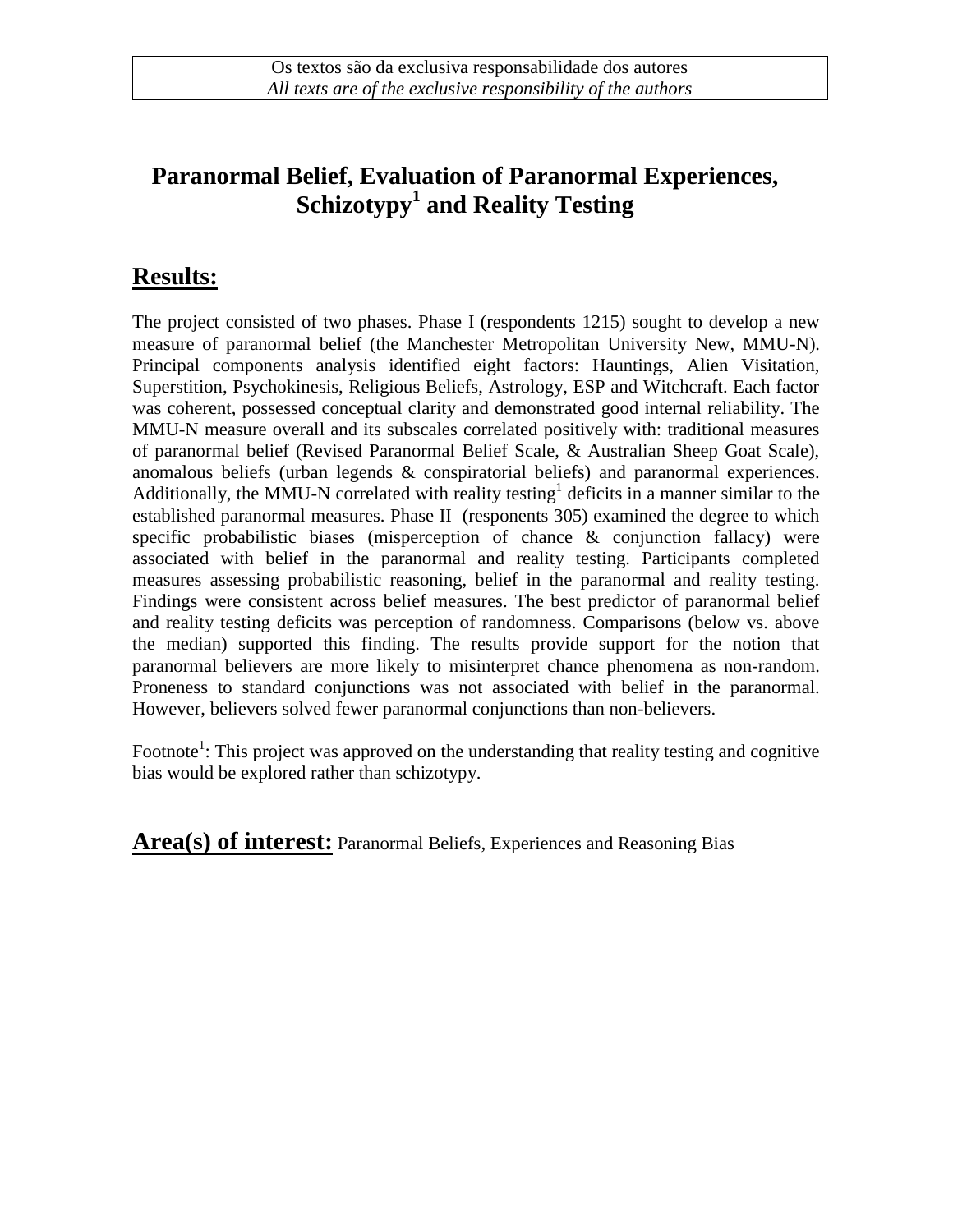Os textos são da exclusiva responsabilidade dos autores
*All texts are of the exclusive responsibility of the authors*

# Paranormal Belief, Evaluation of Paranormal Experiences, Schizotypy[1] and Reality Testing

## Results:

The project consisted of two phases. Phase I (respondents 1215) sought to develop a new measure of paranormal belief (the Manchester Metropolitan University New, MMU-N). Principal components analysis identified eight factors: Hauntings, Alien Visitation, Superstition, Psychokinesis, Religious Beliefs, Astrology, ESP and Witchcraft. Each factor was coherent, possessed conceptual clarity and demonstrated good internal reliability. The MMU-N measure overall and its subscales correlated positively with: traditional measures of paranormal belief (Revised Paranormal Belief Scale, & Australian Sheep Goat Scale), anomalous beliefs (urban legends & conspiratorial beliefs) and paranormal experiences. Additionally, the MMU-N correlated with reality testing[1] deficits in a manner similar to the established paranormal measures. Phase II (responents 305) examined the degree to which specific probabilistic biases (misperception of chance & conjunction fallacy) were associated with belief in the paranormal and reality testing. Participants completed measures assessing probabilistic reasoning, belief in the paranormal and reality testing. Findings were consistent across belief measures. The best predictor of paranormal belief and reality testing deficits was perception of randomness. Comparisons (below vs. above the median) supported this finding. The results provide support for the notion that paranormal believers are more likely to misinterpret chance phenomena as non-random. Proneness to standard conjunctions was not associated with belief in the paranormal. However, believers solved fewer paranormal conjunctions than non-believers.

Footnote[1]: This project was approved on the understanding that reality testing and cognitive bias would be explored rather than schizotypy.

## Area(s) of interest: Paranormal Beliefs, Experiences and Reasoning Bias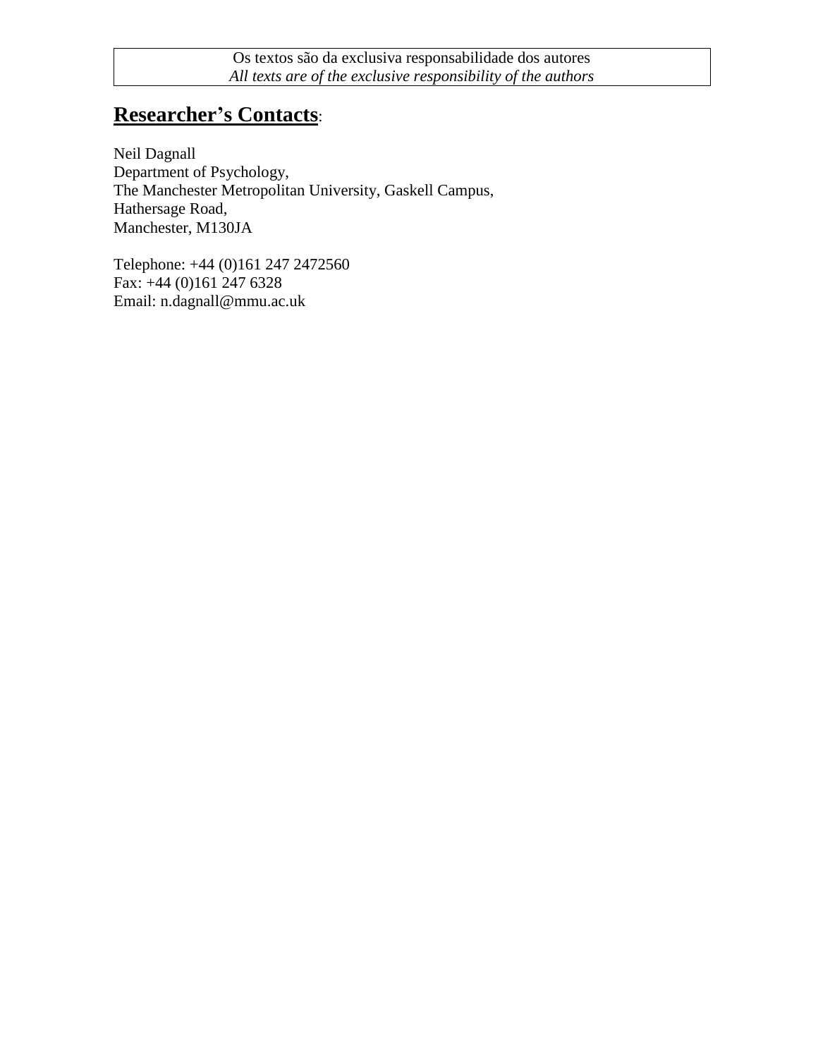Os textos são da exclusiva responsabilidade dos autores
*All texts are of the exclusive responsibility of the authors*

## **Researcher's Contacts**:

Neil Dagnall
Department of Psychology,
The Manchester Metropolitan University, Gaskell Campus,
Hathersage Road,
Manchester, M130JA

Telephone: +44 (0)161 247 2472560
Fax: +44 (0)161 247 6328
Email: n.dagnall@mmu.ac.uk